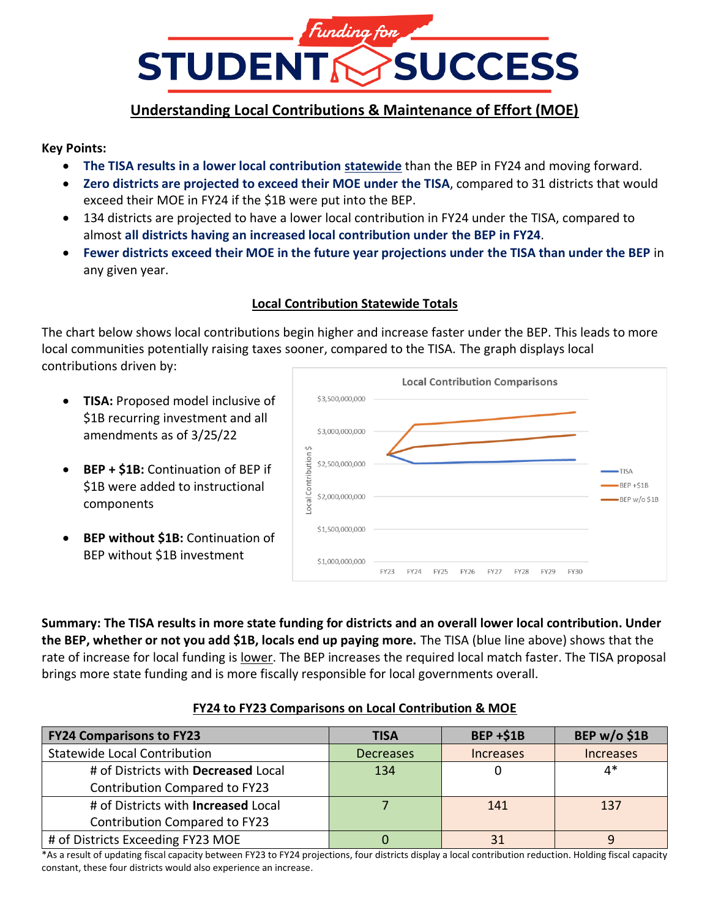# Funding for STUDENT SUCCESS

## Understanding Local Contributions & Maintenance of Effort (MOE)

**Key Points:**

- **The TISA results in a lower local contribution statewide** than the BEP in FY24 and moving forward.
- **Zero districts are projected to exceed their MOE under the TISA**, compared to 31 districts that would exceed their MOE in FY24 if the $1B were put into the BEP.
- 134 districts are projected to have a lower local contribution in FY24 under the TISA, compared to almost **all districts having an increased local contribution under the BEP in FY24**.
- **Fewer districts exceed their MOE in the future year projections under the TISA than under the BEP** in any given year.

### Local Contribution Statewide Totals

The chart below shows local contributions begin higher and increase faster under the BEP. This leads to more local communities potentially raising taxes sooner, compared to the TISA. The graph displays local contributions driven by:

- **TISA:** Proposed model inclusive of $1B recurring investment and all amendments as of 3/25/22
- **BEP + $1B:** Continuation of BEP if $1B were added to instructional components
- **BEP without $1B:** Continuation of BEP without $1B investment

**Summary: The TISA results in more state funding for districts and an overall lower local contribution. Under the BEP, whether or not you add $1B, locals end up paying more.** The TISA (blue line above) shows that the rate of increase for local funding is lower. The BEP increases the required local match faster. The TISA proposal brings more state funding and is more fiscally responsible for local governments overall.

### FY24 to FY23 Comparisons on Local Contribution & MOE

| FY24 Comparisons to FY23 | TISA | BEP +$1B | BEP w/o $1B |
|---|---|---|---|
| Statewide Local Contribution | Decreases | Increases | Increases |
| # of Districts with **Decreased** Local Contribution Compared to FY23 | 134 | 0 | 4* |
| # of Districts with **Increased** Local Contribution Compared to FY23 | 7 | 141 | 137 |
| # of Districts Exceeding FY23 MOE | 0 | 31 | 9 |

*As a result of updating fiscal capacity between FY23 to FY24 projections, four districts display a local contribution reduction. Holding fiscal capacity constant, these four districts would also experience an increase.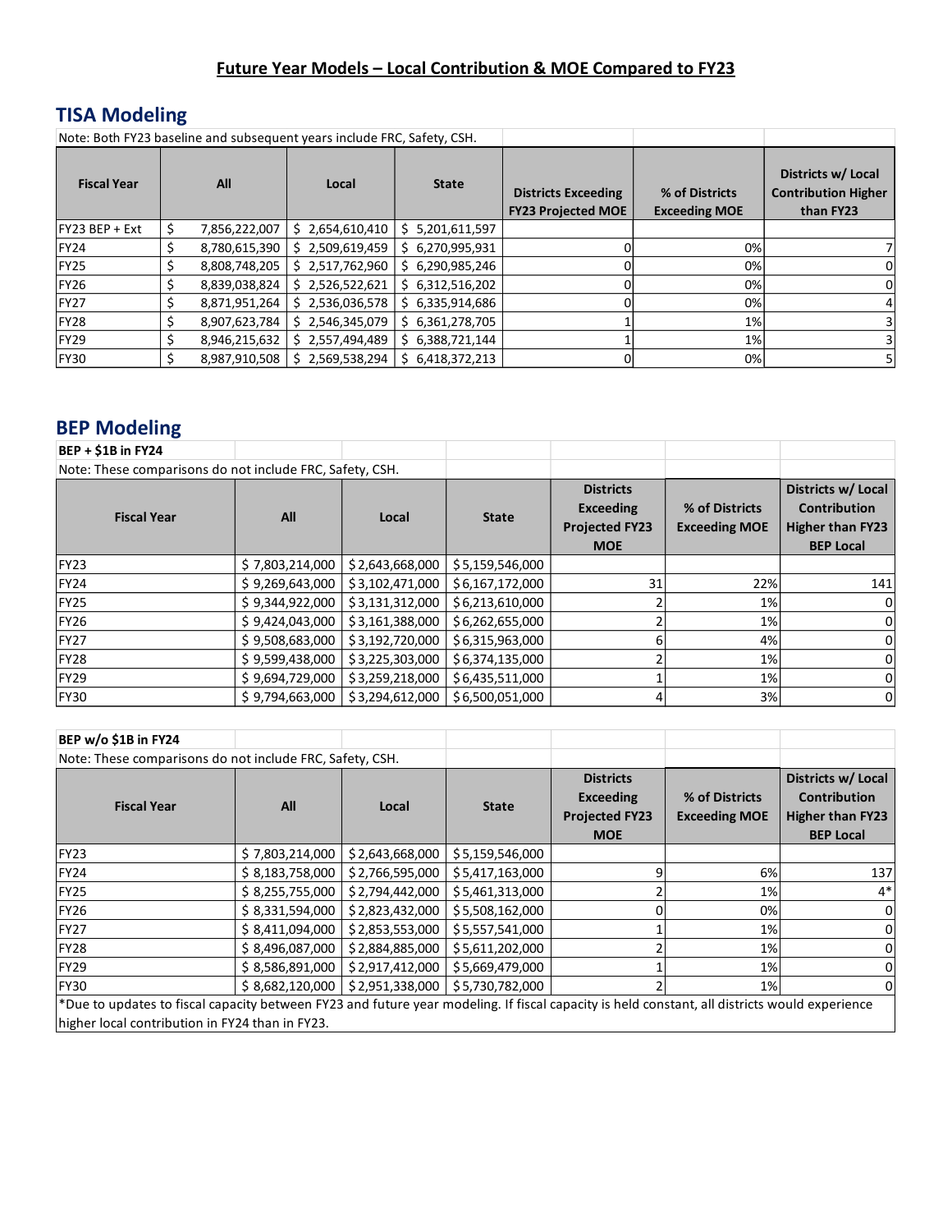## Future Year Models – Local Contribution & MOE Compared to FY23

## TISA Modeling

Note: Both FY23 baseline and subsequent years include FRC, Safety, CSH.

| Fiscal Year | All | Local | State | Districts Exceeding FY23 Projected MOE | % of Districts Exceeding MOE | Districts w/ Local Contribution Higher than FY23 |
|---|---|---|---|---|---|---|
| FY23 BEP + Ext | $ 7,856,222,007 | $ 2,654,610,410 | $ 5,201,611,597 | | | |
| FY24 | $ 8,780,615,390 | $ 2,509,619,459 | $ 6,270,995,931 | 0 | 0% | 7 |
| FY25 | $ 8,808,748,205 | $ 2,517,762,960 | $ 6,290,985,246 | 0 | 0% | 0 |
| FY26 | $ 8,839,038,824 | $ 2,526,522,621 | $ 6,312,516,202 | 0 | 0% | 0 |
| FY27 | $ 8,871,951,264 | $ 2,536,036,578 | $ 6,335,914,686 | 0 | 0% | 4 |
| FY28 | $ 8,907,623,784 | $ 2,546,345,079 | $ 6,361,278,705 | 1 | 1% | 3 |
| FY29 | $ 8,946,215,632 | $ 2,557,494,489 | $ 6,388,721,144 | 1 | 1% | 3 |
| FY30 | $ 8,987,910,508 | $ 2,569,538,294 | $ 6,418,372,213 | 0 | 0% | 5 |

## BEP Modeling

**BEP + $1B in FY24**

Note: These comparisons do not include FRC, Safety, CSH.

| Fiscal Year | All | Local | State | Districts Exceeding Projected FY23 MOE | % of Districts Exceeding MOE | Districts w/ Local Contribution Higher than FY23 BEP Local |
|---|---|---|---|---|---|---|
| FY23 | $ 7,803,214,000 | $ 2,643,668,000 | $ 5,159,546,000 | | | |
| FY24 | $ 9,269,643,000 | $ 3,102,471,000 | $ 6,167,172,000 | 31 | 22% | 141 |
| FY25 | $ 9,344,922,000 | $ 3,131,312,000 | $ 6,213,610,000 | 2 | 1% | 0 |
| FY26 | $ 9,424,043,000 | $ 3,161,388,000 | $ 6,262,655,000 | 2 | 1% | 0 |
| FY27 | $ 9,508,683,000 | $ 3,192,720,000 | $ 6,315,963,000 | 6 | 4% | 0 |
| FY28 | $ 9,599,438,000 | $ 3,225,303,000 | $ 6,374,135,000 | 2 | 1% | 0 |
| FY29 | $ 9,694,729,000 | $ 3,259,218,000 | $ 6,435,511,000 | 1 | 1% | 0 |
| FY30 | $ 9,794,663,000 | $ 3,294,612,000 | $ 6,500,051,000 | 4 | 3% | 0 |

**BEP w/o $1B in FY24**

Note: These comparisons do not include FRC, Safety, CSH.

| Fiscal Year | All | Local | State | Districts Exceeding Projected FY23 MOE | % of Districts Exceeding MOE | Districts w/ Local Contribution Higher than FY23 BEP Local |
|---|---|---|---|---|---|---|
| FY23 | $ 7,803,214,000 | $ 2,643,668,000 | $ 5,159,546,000 | | | |
| FY24 | $ 8,183,758,000 | $ 2,766,595,000 | $ 5,417,163,000 | 9 | 6% | 137 |
| FY25 | $ 8,255,755,000 | $ 2,794,442,000 | $ 5,461,313,000 | 2 | 1% | 4* |
| FY26 | $ 8,331,594,000 | $ 2,823,432,000 | $ 5,508,162,000 | 0 | 0% | 0 |
| FY27 | $ 8,411,094,000 | $ 2,853,553,000 | $ 5,557,541,000 | 1 | 1% | 0 |
| FY28 | $ 8,496,087,000 | $ 2,884,885,000 | $ 5,611,202,000 | 2 | 1% | 0 |
| FY29 | $ 8,586,891,000 | $ 2,917,412,000 | $ 5,669,479,000 | 1 | 1% | 0 |
| FY30 | $ 8,682,120,000 | $ 2,951,338,000 | $ 5,730,782,000 | 2 | 1% | 0 |

*Due to updates to fiscal capacity between FY23 and future year modeling. If fiscal capacity is held constant, all districts would experience higher local contribution in FY24 than in FY23.